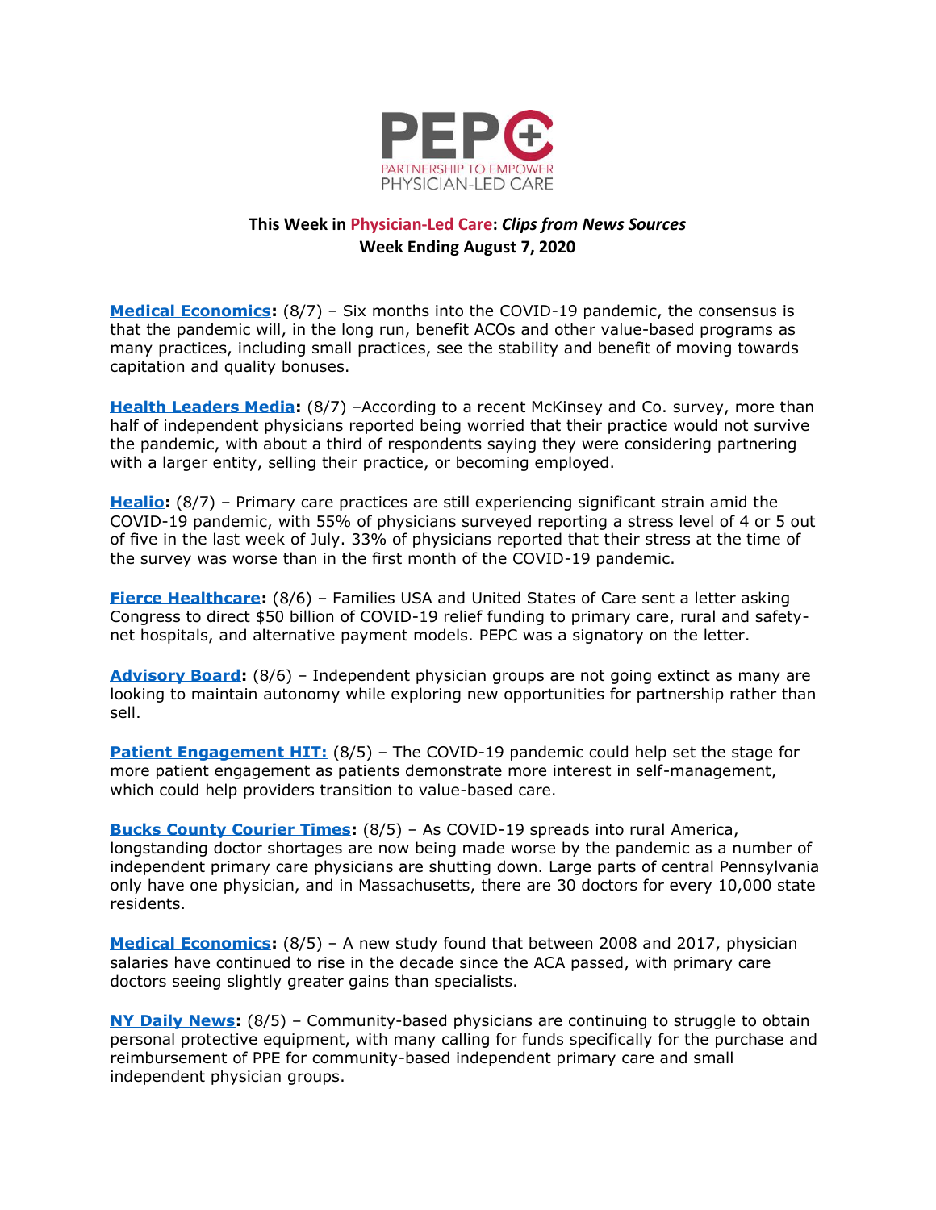PEPC
PARTNERSHIP TO EMPOWER
PHYSICIAN-LED CARE

## This Week in Physician-Led Care: *Clips from News Sources*
## Week Ending August 7, 2020

**Medical Economics:** (8/7) – Six months into the COVID-19 pandemic, the consensus is that the pandemic will, in the long run, benefit ACOs and other value-based programs as many practices, including small practices, see the stability and benefit of moving towards capitation and quality bonuses.

**Health Leaders Media:** (8/7) –According to a recent McKinsey and Co. survey, more than half of independent physicians reported being worried that their practice would not survive the pandemic, with about a third of respondents saying they were considering partnering with a larger entity, selling their practice, or becoming employed.

**Healio:** (8/7) – Primary care practices are still experiencing significant strain amid the COVID-19 pandemic, with 55% of physicians surveyed reporting a stress level of 4 or 5 out of five in the last week of July. 33% of physicians reported that their stress at the time of the survey was worse than in the first month of the COVID-19 pandemic.

**Fierce Healthcare:** (8/6) – Families USA and United States of Care sent a letter asking Congress to direct $50 billion of COVID-19 relief funding to primary care, rural and safety-net hospitals, and alternative payment models. PEPC was a signatory on the letter.

**Advisory Board:** (8/6) – Independent physician groups are not going extinct as many are looking to maintain autonomy while exploring new opportunities for partnership rather than sell.

**Patient Engagement HIT:** (8/5) – The COVID-19 pandemic could help set the stage for more patient engagement as patients demonstrate more interest in self-management, which could help providers transition to value-based care.

**Bucks County Courier Times:** (8/5) – As COVID-19 spreads into rural America, longstanding doctor shortages are now being made worse by the pandemic as a number of independent primary care physicians are shutting down. Large parts of central Pennsylvania only have one physician, and in Massachusetts, there are 30 doctors for every 10,000 state residents.

**Medical Economics:** (8/5) – A new study found that between 2008 and 2017, physician salaries have continued to rise in the decade since the ACA passed, with primary care doctors seeing slightly greater gains than specialists.

**NY Daily News:** (8/5) – Community-based physicians are continuing to struggle to obtain personal protective equipment, with many calling for funds specifically for the purchase and reimbursement of PPE for community-based independent primary care and small independent physician groups.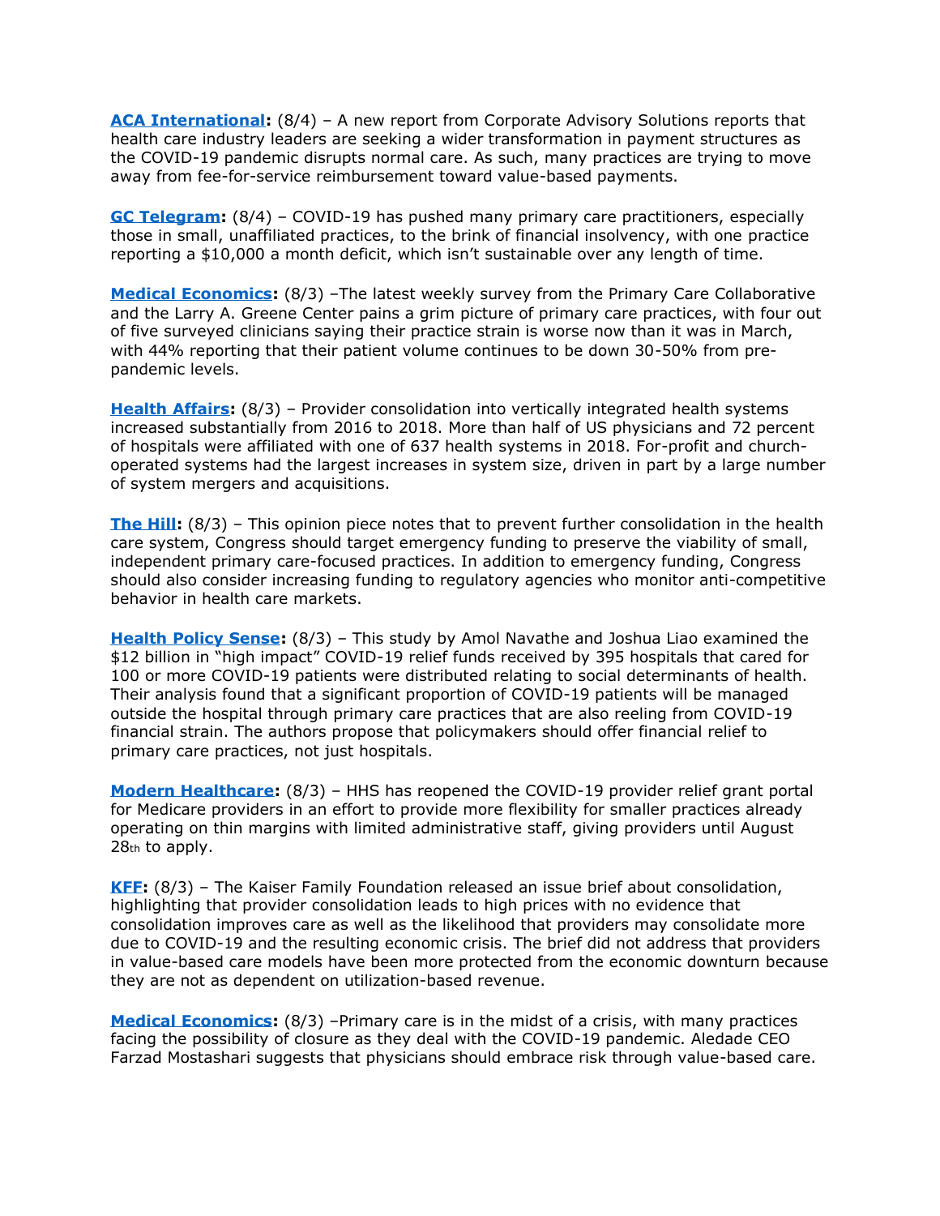**ACA International:** (8/4) – A new report from Corporate Advisory Solutions reports that health care industry leaders are seeking a wider transformation in payment structures as the COVID-19 pandemic disrupts normal care. As such, many practices are trying to move away from fee-for-service reimbursement toward value-based payments.

**GC Telegram:** (8/4) – COVID-19 has pushed many primary care practitioners, especially those in small, unaffiliated practices, to the brink of financial insolvency, with one practice reporting a $10,000 a month deficit, which isn't sustainable over any length of time.

**Medical Economics:** (8/3) –The latest weekly survey from the Primary Care Collaborative and the Larry A. Greene Center pains a grim picture of primary care practices, with four out of five surveyed clinicians saying their practice strain is worse now than it was in March, with 44% reporting that their patient volume continues to be down 30-50% from pre-pandemic levels.

**Health Affairs:** (8/3) – Provider consolidation into vertically integrated health systems increased substantially from 2016 to 2018. More than half of US physicians and 72 percent of hospitals were affiliated with one of 637 health systems in 2018. For-profit and church-operated systems had the largest increases in system size, driven in part by a large number of system mergers and acquisitions.

**The Hill:** (8/3) – This opinion piece notes that to prevent further consolidation in the health care system, Congress should target emergency funding to preserve the viability of small, independent primary care-focused practices. In addition to emergency funding, Congress should also consider increasing funding to regulatory agencies who monitor anti-competitive behavior in health care markets.

**Health Policy Sense:** (8/3) – This study by Amol Navathe and Joshua Liao examined the $12 billion in "high impact" COVID-19 relief funds received by 395 hospitals that cared for 100 or more COVID-19 patients were distributed relating to social determinants of health. Their analysis found that a significant proportion of COVID-19 patients will be managed outside the hospital through primary care practices that are also reeling from COVID-19 financial strain. The authors propose that policymakers should offer financial relief to primary care practices, not just hospitals.

**Modern Healthcare:** (8/3) – HHS has reopened the COVID-19 provider relief grant portal for Medicare providers in an effort to provide more flexibility for smaller practices already operating on thin margins with limited administrative staff, giving providers until August 28th to apply.

**KFF:** (8/3) – The Kaiser Family Foundation released an issue brief about consolidation, highlighting that provider consolidation leads to high prices with no evidence that consolidation improves care as well as the likelihood that providers may consolidate more due to COVID-19 and the resulting economic crisis. The brief did not address that providers in value-based care models have been more protected from the economic downturn because they are not as dependent on utilization-based revenue.

**Medical Economics:** (8/3) –Primary care is in the midst of a crisis, with many practices facing the possibility of closure as they deal with the COVID-19 pandemic. Aledade CEO Farzad Mostashari suggests that physicians should embrace risk through value-based care.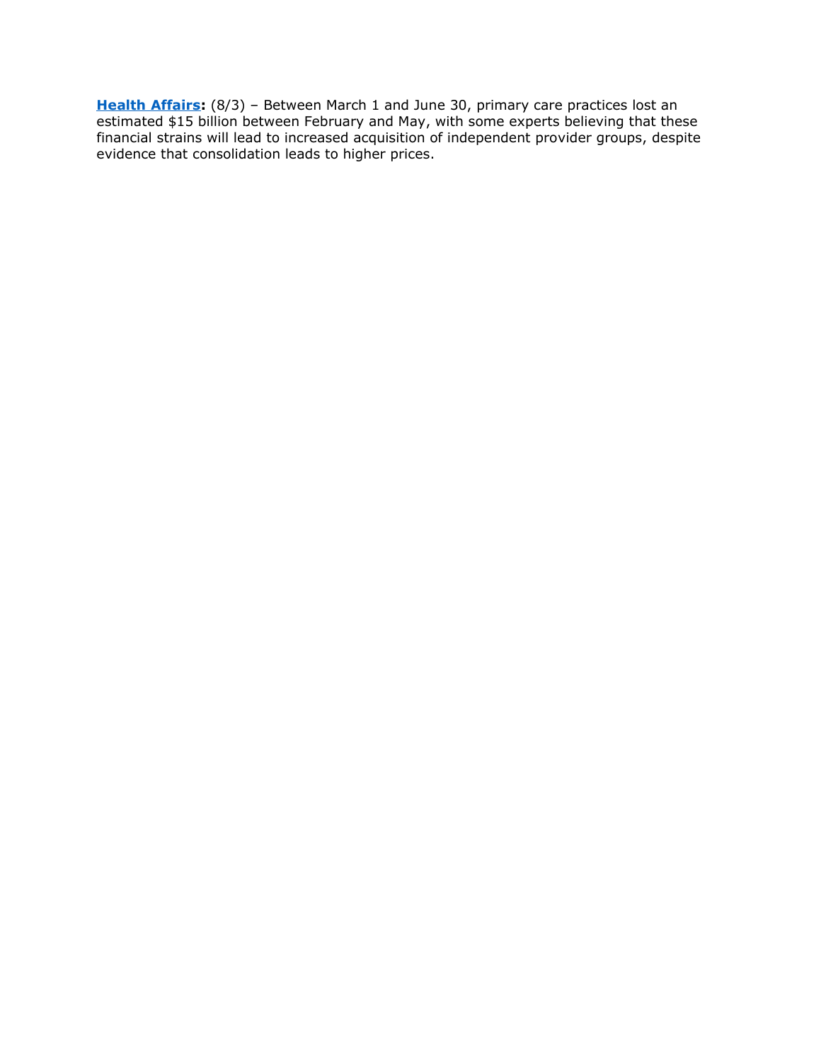**Health Affairs:** (8/3) – Between March 1 and June 30, primary care practices lost an estimated $15 billion between February and May, with some experts believing that these financial strains will lead to increased acquisition of independent provider groups, despite evidence that consolidation leads to higher prices.